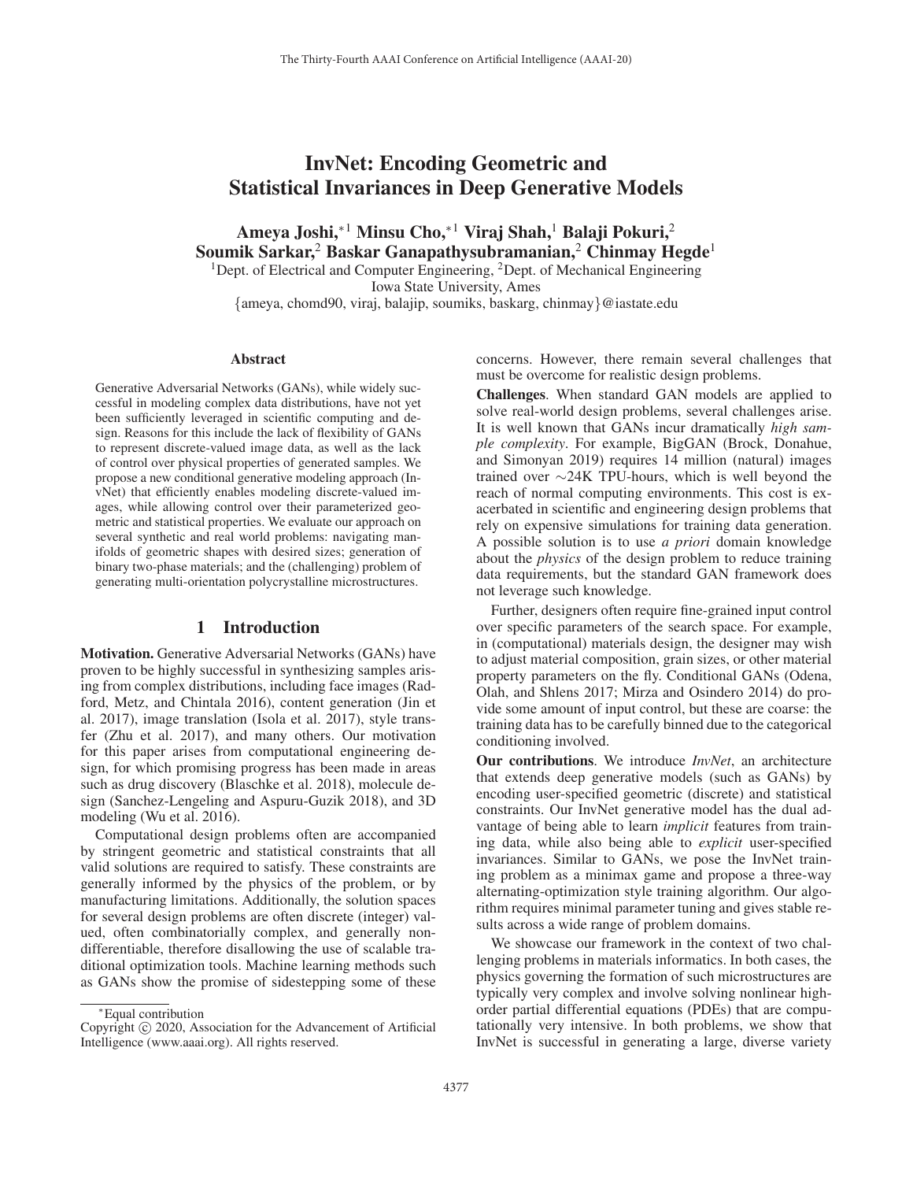# InvNet: Encoding Geometric and Statistical Invariances in Deep Generative Models

**Ameya Joshi,*[1] Minsu Cho,*[1] Viraj Shah,[1] Balaji Pokuri,[2] Soumik Sarkar,[2] Baskar Ganapathysubramanian,[2] Chinmay Hegde[1]**

[1]Dept. of Electrical and Computer Engineering, [2]Dept. of Mechanical Engineering
Iowa State University, Ames
{ameya, chomd90, viraj, balajip, soumiks, baskarg, chinmay}@iastate.edu

### Abstract

Generative Adversarial Networks (GANs), while widely successful in modeling complex data distributions, have not yet been sufficiently leveraged in scientific computing and design. Reasons for this include the lack of flexibility of GANs to represent discrete-valued image data, as well as the lack of control over physical properties of generated samples. We propose a new conditional generative modeling approach (InvNet) that efficiently enables modeling discrete-valued images, while allowing control over their parameterized geometric and statistical properties. We evaluate our approach on several synthetic and real world problems: navigating manifolds of geometric shapes with desired sizes; generation of binary two-phase materials; and the (challenging) problem of generating multi-orientation polycrystalline microstructures.

## 1 Introduction

**Motivation.** Generative Adversarial Networks (GANs) have proven to be highly successful in synthesizing samples arising from complex distributions, including face images (Radford, Metz, and Chintala 2016), content generation (Jin et al. 2017), image translation (Isola et al. 2017), style transfer (Zhu et al. 2017), and many others. Our motivation for this paper arises from computational engineering design, for which promising progress has been made in areas such as drug discovery (Blaschke et al. 2018), molecule design (Sanchez-Lengeling and Aspuru-Guzik 2018), and 3D modeling (Wu et al. 2016).

Computational design problems often are accompanied by stringent geometric and statistical constraints that all valid solutions are required to satisfy. These constraints are generally informed by the physics of the problem, or by manufacturing limitations. Additionally, the solution spaces for several design problems are often discrete (integer) valued, often combinatorially complex, and generally non-differentiable, therefore disallowing the use of scalable traditional optimization tools. Machine learning methods such as GANs show the promise of sidestepping some of these concerns. However, there remain several challenges that must be overcome for realistic design problems.

**Challenges**. When standard GAN models are applied to solve real-world design problems, several challenges arise. It is well known that GANs incur dramatically *high sample complexity*. For example, BigGAN (Brock, Donahue, and Simonyan 2019) requires 14 million (natural) images trained over ∼24K TPU-hours, which is well beyond the reach of normal computing environments. This cost is exacerbated in scientific and engineering design problems that rely on expensive simulations for training data generation. A possible solution is to use *a priori* domain knowledge about the *physics* of the design problem to reduce training data requirements, but the standard GAN framework does not leverage such knowledge.

Further, designers often require fine-grained input control over specific parameters of the search space. For example, in (computational) materials design, the designer may wish to adjust material composition, grain sizes, or other material property parameters on the fly. Conditional GANs (Odena, Olah, and Shlens 2017; Mirza and Osindero 2014) do provide some amount of input control, but these are coarse: the training data has to be carefully binned due to the categorical conditioning involved.

**Our contributions**. We introduce *InvNet*, an architecture that extends deep generative models (such as GANs) by encoding user-specified geometric (discrete) and statistical constraints. Our InvNet generative model has the dual advantage of being able to learn *implicit* features from training data, while also being able to *explicit* user-specified invariances. Similar to GANs, we pose the InvNet training problem as a minimax game and propose a three-way alternating-optimization style training algorithm. Our algorithm requires minimal parameter tuning and gives stable results across a wide range of problem domains.

We showcase our framework in the context of two challenging problems in materials informatics. In both cases, the physics governing the formation of such microstructures are typically very complex and involve solving nonlinear high-order partial differential equations (PDEs) that are computationally very intensive. In both problems, we show that InvNet is successful in generating a large, diverse variety

*Equal contribution

Copyright © 2020, Association for the Advancement of Artificial Intelligence (www.aaai.org). All rights reserved.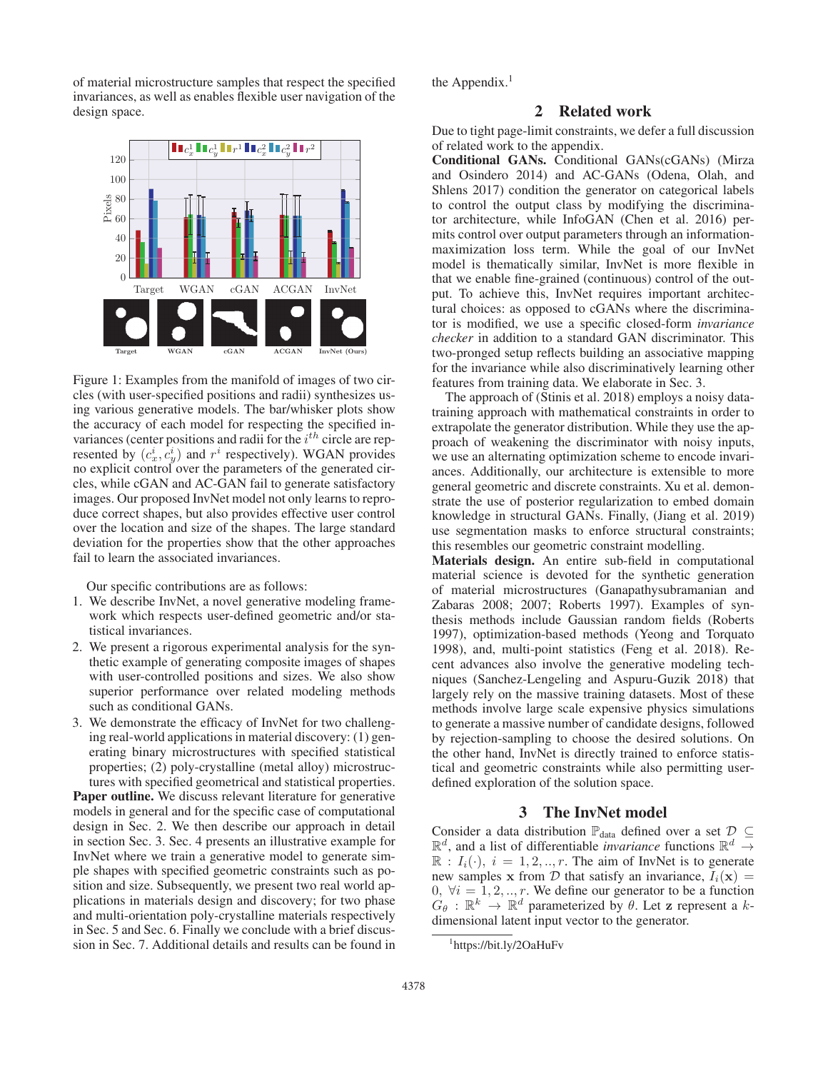of material microstructure samples that respect the specified invariances, as well as enables flexible user navigation of the design space.

Figure 1: Examples from the manifold of images of two circles (with user-specified positions and radii) synthesizes using various generative models. The bar/whisker plots show the accuracy of each model for respecting the specified invariances (center positions and radii for the $i^{th}$ circle are represented by $(c_x^i, c_y^i)$ and $r^i$ respectively). WGAN provides no explicit control over the parameters of the generated circles, while cGAN and AC-GAN fail to generate satisfactory images. Our proposed InvNet model not only learns to reproduce correct shapes, but also provides effective user control over the location and size of the shapes. The large standard deviation for the properties show that the other approaches fail to learn the associated invariances.

Our specific contributions are as follows:

1. We describe InvNet, a novel generative modeling framework which respects user-defined geometric and/or statistical invariances.
2. We present a rigorous experimental analysis for the synthetic example of generating composite images of shapes with user-controlled positions and sizes. We also show superior performance over related modeling methods such as conditional GANs.
3. We demonstrate the efficacy of InvNet for two challenging real-world applications in material discovery: (1) generating binary microstructures with specified statistical properties; (2) poly-crystalline (metal alloy) microstructures with specified geometrical and statistical properties.

**Paper outline.** We discuss relevant literature for generative models in general and for the specific case of computational design in Sec. 2. We then describe our approach in detail in section Sec. 3. Sec. 4 presents an illustrative example for InvNet where we train a generative model to generate simple shapes with specified geometric constraints such as position and size. Subsequently, we present two real world applications in materials design and discovery; for two phase and multi-orientation poly-crystalline materials respectively in Sec. 5 and Sec. 6. Finally we conclude with a brief discussion in Sec. 7. Additional details and results can be found in the Appendix.[1]

## 2 Related work

Due to tight page-limit constraints, we defer a full discussion of related work to the appendix.

**Conditional GANs.** Conditional GANs(cGANs) (Mirza and Osindero 2014) and AC-GANs (Odena, Olah, and Shlens 2017) condition the generator on categorical labels to control the output class by modifying the discriminator architecture, while InfoGAN (Chen et al. 2016) permits control over output parameters through an information-maximization loss term. While the goal of our InvNet model is thematically similar, InvNet is more flexible in that we enable fine-grained (continuous) control of the output. To achieve this, InvNet requires important architectural choices: as opposed to cGANs where the discriminator is modified, we use a specific closed-form *invariance checker* in addition to a standard GAN discriminator. This two-pronged setup reflects building an associative mapping for the invariance while also discriminatively learning other features from training data. We elaborate in Sec. 3.

The approach of (Stinis et al. 2018) employs a noisy data-training approach with mathematical constraints in order to extrapolate the generator distribution. While they use the approach of weakening the discriminator with noisy inputs, we use an alternating optimization scheme to encode invariances. Additionally, our architecture is extensible to more general geometric and discrete constraints. Xu et al. demonstrate the use of posterior regularization to embed domain knowledge in structural GANs. Finally, (Jiang et al. 2019) use segmentation masks to enforce structural constraints; this resembles our geometric constraint modelling.

**Materials design.** An entire sub-field in computational material science is devoted for the synthetic generation of material microstructures (Ganapathysubramanian and Zabaras 2008; 2007; Roberts 1997). Examples of synthesis methods include Gaussian random fields (Roberts 1997), optimization-based methods (Yeong and Torquato 1998), and, multi-point statistics (Feng et al. 2018). Recent advances also involve the generative modeling techniques (Sanchez-Lengeling and Aspuru-Guzik 2018) that largely rely on the massive training datasets. Most of these methods involve large scale expensive physics simulations to generate a massive number of candidate designs, followed by rejection-sampling to choose the desired solutions. On the other hand, InvNet is directly trained to enforce statistical and geometric constraints while also permitting user-defined exploration of the solution space.

## 3 The InvNet model

Consider a data distribution $\mathbb{P}_{\text{data}}$ defined over a set $\mathcal{D} \subseteq \mathbb{R}^d$, and a list of differentiable *invariance* functions $\mathbb{R}^d \to \mathbb{R} : I_i(\cdot),\ i = 1, 2, .., r$. The aim of InvNet is to generate new samples $\mathbf{x}$ from $\mathcal{D}$ that satisfy an invariance, $I_i(\mathbf{x}) = 0,\ \forall i = 1, 2, .., r$. We define our generator to be a function $G_\theta : \mathbb{R}^k \to \mathbb{R}^d$ parameterized by $\theta$. Let $\mathbf{z}$ represent a $k$-dimensional latent input vector to the generator.

[1] https://bit.ly/2OaHuFv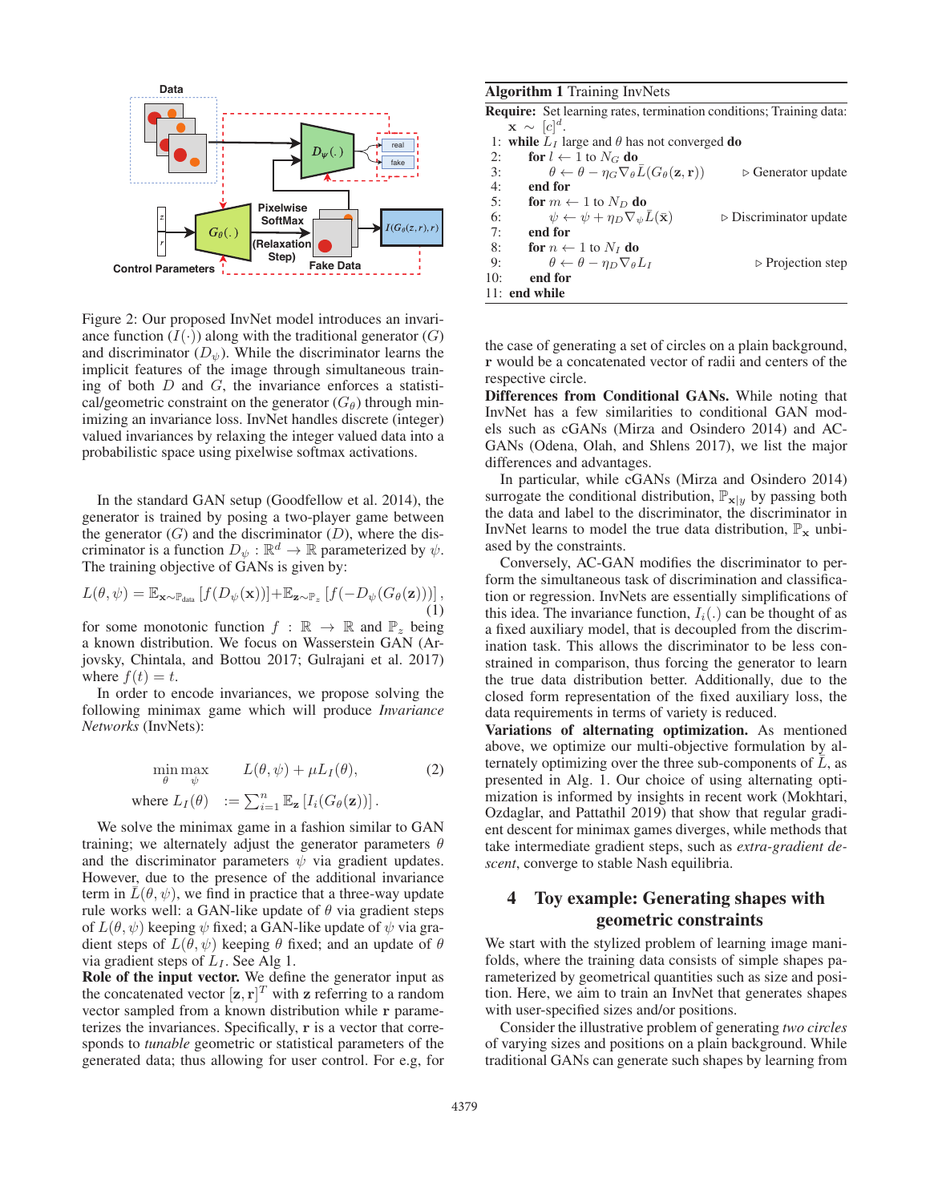Figure 2: Our proposed InvNet model introduces an invariance function ($I(\cdot)$) along with the traditional generator ($G$) and discriminator ($D_\psi$). While the discriminator learns the implicit features of the image through simultaneous training of both $D$ and $G$, the invariance enforces a statistical/geometric constraint on the generator ($G_\theta$) through minimizing an invariance loss. InvNet handles discrete (integer) valued invariances by relaxing the integer valued data into a probabilistic space using pixelwise softmax activations.

In the standard GAN setup (Goodfellow et al. 2014), the generator is trained by posing a two-player game between the generator ($G$) and the discriminator ($D$), where the discriminator is a function $D_\psi : \mathbb{R}^d \to \mathbb{R}$ parameterized by $\psi$. The training objective of GANs is given by:

$$L(\theta, \psi) = \mathbb{E}_{\mathbf{x} \sim \mathbb{P}_{\text{data}}} [f(D_\psi(\mathbf{x}))] + \mathbb{E}_{\mathbf{z} \sim \mathbb{P}_z} [f(-D_\psi(G_\theta(\mathbf{z})))] , \tag{1}$$

for some monotonic function $f : \mathbb{R} \to \mathbb{R}$ and $\mathbb{P}_z$ being a known distribution. We focus on Wasserstein GAN (Arjovsky, Chintala, and Bottou 2017; Gulrajani et al. 2017) where $f(t) = t$.

In order to encode invariances, we propose solving the following minimax game which will produce *Invariance Networks* (InvNets):

$$\min_\theta \max_\psi \quad L(\theta, \psi) + \mu L_I(\theta), \tag{2}$$
$$\text{where } L_I(\theta) := \sum_{i=1}^{n} \mathbb{E}_{\mathbf{z}} \left[ I_i(G_\theta(\mathbf{z})) \right].$$

We solve the minimax game in a fashion similar to GAN training; we alternately adjust the generator parameters $\theta$ and the discriminator parameters $\psi$ via gradient updates. However, due to the presence of the additional invariance term in $\bar{L}(\theta, \psi)$, we find in practice that a three-way update rule works well: a GAN-like update of $\theta$ via gradient steps of $L(\theta, \psi)$ keeping $\psi$ fixed; a GAN-like update of $\psi$ via gradient steps of $L(\theta, \psi)$ keeping $\theta$ fixed; and an update of $\theta$ via gradient steps of $L_I$. See Alg 1.

**Role of the input vector.** We define the generator input as the concatenated vector $[\mathbf{z}, \mathbf{r}]^T$ with $\mathbf{z}$ referring to a random vector sampled from a known distribution while $\mathbf{r}$ parameterizes the invariances. Specifically, $\mathbf{r}$ is a vector that corresponds to *tunable* geometric or statistical parameters of the generated data; thus allowing for user control. For e.g, for the case of generating a set of circles on a plain background, $\mathbf{r}$ would be a concatenated vector of radii and centers of the respective circle.

---

**Algorithm 1** Training InvNets

**Require:** Set learning rates, termination conditions; Training data: $\mathbf{x} \sim [c]^d$.

```
1:  while L_I large and θ has not converged do
2:      for l ← 1 to N_G do
3:          θ ← θ − η_G ∇_θ L̄(G_θ(z, r))          ▷ Generator update
4:      end for
5:      for m ← 1 to N_D do
6:          ψ ← ψ + η_D ∇_ψ L̄(x̄)                 ▷ Discriminator update
7:      end for
8:      for n ← 1 to N_I do
9:          θ ← θ − η_D ∇_θ L_I                    ▷ Projection step
10:     end for
11: end while
```

---

**Differences from Conditional GANs.** While noting that InvNet has a few similarities to conditional GAN models such as cGANs (Mirza and Osindero 2014) and AC-GANs (Odena, Olah, and Shlens 2017), we list the major differences and advantages.

In particular, while cGANs (Mirza and Osindero 2014) surrogate the conditional distribution, $\mathbb{P}_{\mathbf{x}|y}$ by passing both the data and label to the discriminator, the discriminator in InvNet learns to model the true data distribution, $\mathbb{P}_{\mathbf{x}}$ unbiased by the constraints.

Conversely, AC-GAN modifies the discriminator to perform the simultaneous task of discrimination and classification or regression. InvNets are essentially simplifications of this idea. The invariance function, $I_i(.)$ can be thought of as a fixed auxiliary model, that is decoupled from the discrimination task. This allows the discriminator to be less constrained in comparison, thus forcing the generator to learn the true data distribution better. Additionally, due to the closed form representation of the fixed auxiliary loss, the data requirements in terms of variety is reduced.

**Variations of alternating optimization.** As mentioned above, we optimize our multi-objective formulation by alternately optimizing over the three sub-components of $\bar{L}$, as presented in Alg. 1. Our choice of using alternating optimization is informed by insights in recent work (Mokhtari, Ozdaglar, and Pattathil 2019) that show that regular gradient descent for minimax games diverges, while methods that take intermediate gradient steps, such as *extra-gradient descent*, converge to stable Nash equilibria.

## 4 Toy example: Generating shapes with geometric constraints

We start with the stylized problem of learning image manifolds, where the training data consists of simple shapes parameterized by geometrical quantities such as size and position. Here, we aim to train an InvNet that generates shapes with user-specified sizes and/or positions.

Consider the illustrative problem of generating *two circles* of varying sizes and positions on a plain background. While traditional GANs can generate such shapes by learning from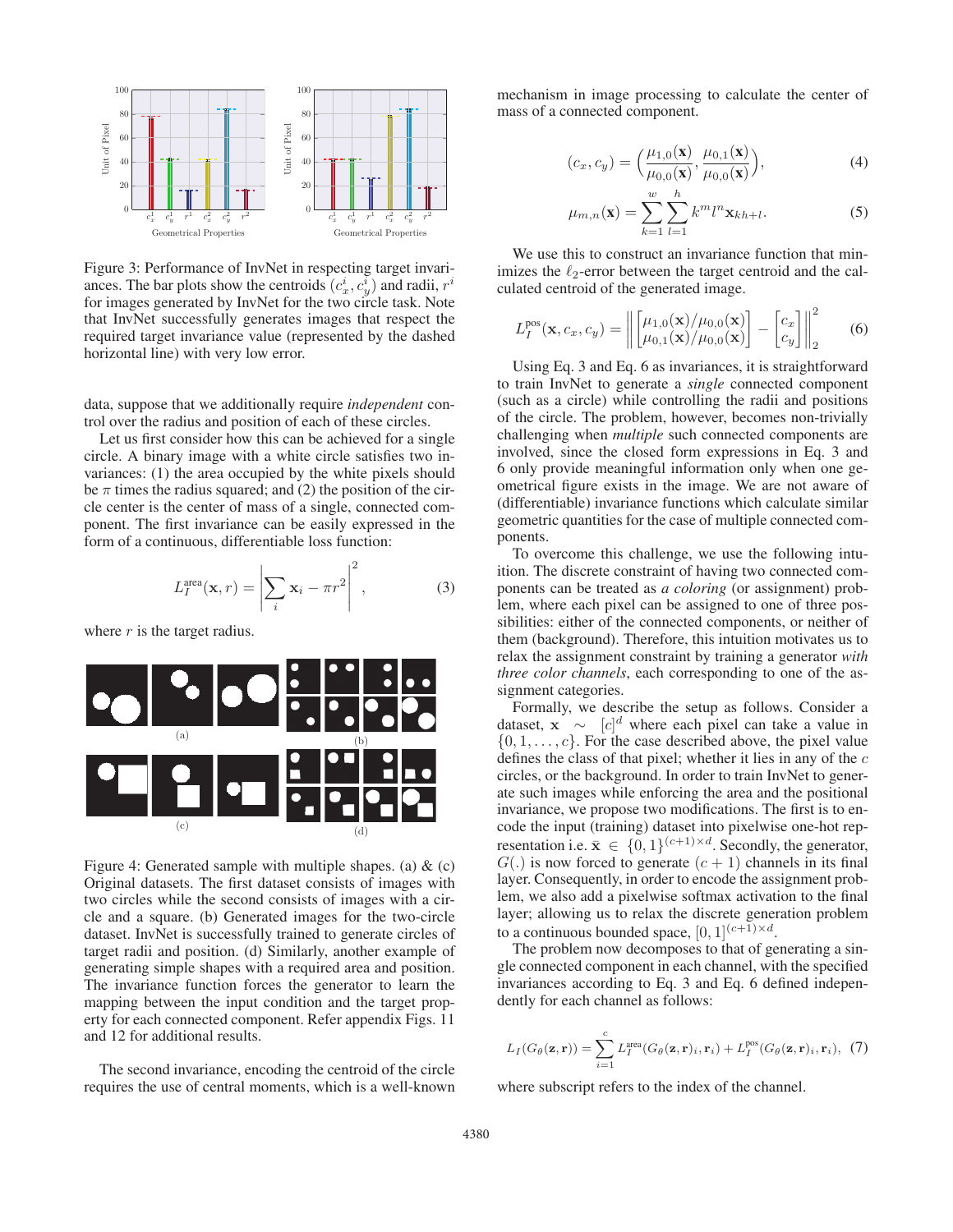Figure 3: Performance of InvNet in respecting target invariances. The bar plots show the centroids $(c^i_x, c^i_y)$ and radii, $r^i$ for images generated by InvNet for the two circle task. Note that InvNet successfully generates images that respect the required target invariance value (represented by the dashed horizontal line) with very low error.

data, suppose that we additionally require *independent* control over the radius and position of each of these circles.

Let us first consider how this can be achieved for a single circle. A binary image with a white circle satisfies two invariances: (1) the area occupied by the white pixels should be $\pi$ times the radius squared; and (2) the position of the circle center is the center of mass of a single, connected component. The first invariance can be easily expressed in the form of a continuous, differentiable loss function:

$$L_I^{\text{area}}(\mathbf{x}, r) = \left| \sum_i \mathbf{x}_i - \pi r^2 \right|^2, \tag{3}$$

where $r$ is the target radius.

Figure 4: Generated sample with multiple shapes. (a) & (c) Original datasets. The first dataset consists of images with two circles while the second consists of images with a circle and a square. (b) Generated images for the two-circle dataset. InvNet is successfully trained to generate circles of target radii and position. (d) Similarly, another example of generating simple shapes with a required area and position. The invariance function forces the generator to learn the mapping between the input condition and the target property for each connected component. Refer appendix Figs. 11 and 12 for additional results.

The second invariance, encoding the centroid of the circle requires the use of central moments, which is a well-known mechanism in image processing to calculate the center of mass of a connected component.

$$(c_x, c_y) = \left( \frac{\mu_{1,0}(\mathbf{x})}{\mu_{0,0}(\mathbf{x})}, \frac{\mu_{0,1}(\mathbf{x})}{\mu_{0,0}(\mathbf{x})} \right), \tag{4}$$

$$\mu_{m,n}(\mathbf{x}) = \sum_{k=1}^{w} \sum_{l=1}^{h} k^m l^n \mathbf{x}_{kh+l}. \tag{5}$$

We use this to construct an invariance function that minimizes the $\ell_2$-error between the target centroid and the calculated centroid of the generated image.

$$L_I^{\text{pos}}(\mathbf{x}, c_x, c_y) = \left\| \begin{bmatrix} \mu_{1,0}(\mathbf{x})/\mu_{0,0}(\mathbf{x}) \\ \mu_{0,1}(\mathbf{x})/\mu_{0,0}(\mathbf{x}) \end{bmatrix} - \begin{bmatrix} c_x \\ c_y \end{bmatrix} \right\|_2^2 \tag{6}$$

Using Eq. 3 and Eq. 6 as invariances, it is straightforward to train InvNet to generate a *single* connected component (such as a circle) while controlling the radii and positions of the circle. The problem, however, becomes non-trivially challenging when *multiple* such connected components are involved, since the closed form expressions in Eq. 3 and 6 only provide meaningful information only when one geometrical figure exists in the image. We are not aware of (differentiable) invariance functions which calculate similar geometric quantities for the case of multiple connected components.

To overcome this challenge, we use the following intuition. The discrete constraint of having two connected components can be treated as *a coloring* (or assignment) problem, where each pixel can be assigned to one of three possibilities: either of the connected components, or neither of them (background). Therefore, this intuition motivates us to relax the assignment constraint by training a generator *with three color channels*, each corresponding to one of the assignment categories.

Formally, we describe the setup as follows. Consider a dataset, $\mathbf{x} \sim [c]^d$ where each pixel can take a value in $\{0, 1, \ldots, c\}$. For the case described above, the pixel value defines the class of that pixel; whether it lies in any of the $c$ circles, or the background. In order to train InvNet to generate such images while enforcing the area and the positional invariance, we propose two modifications. The first is to encode the input (training) dataset into pixelwise one-hot representation i.e. $\bar{\mathbf{x}} \in \{0, 1\}^{(c+1)\times d}$. Secondly, the generator, $G(.)$ is now forced to generate $(c + 1)$ channels in its final layer. Consequently, in order to encode the assignment problem, we also add a pixelwise softmax activation to the final layer; allowing us to relax the discrete generation problem to a continuous bounded space, $[0, 1]^{(c+1)\times d}$.

The problem now decomposes to that of generating a single connected component in each channel, with the specified invariances according to Eq. 3 and Eq. 6 defined independently for each channel as follows:

$$L_I(G_\theta(\mathbf{z}, \mathbf{r})) = \sum_{i=1}^{c} L_I^{\text{area}}(G_\theta(\mathbf{z}, \mathbf{r})_i, \mathbf{r}_i) + L_I^{\text{pos}}(G_\theta(\mathbf{z}, \mathbf{r})_i, \mathbf{r}_i), \tag{7}$$

where subscript refers to the index of the channel.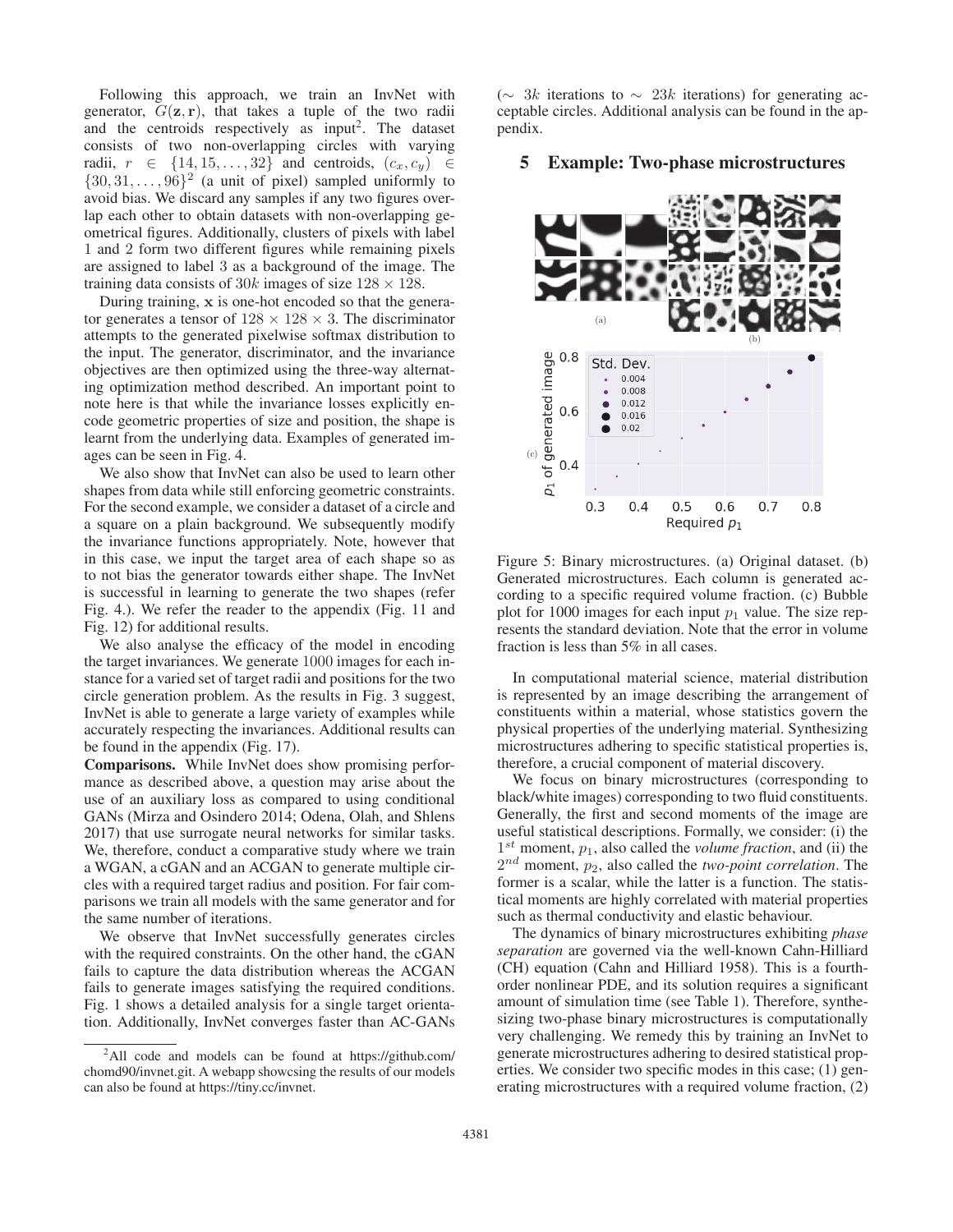Following this approach, we train an InvNet with generator, $G(\mathbf{z}, \mathbf{r})$, that takes a tuple of the two radii and the centroids respectively as input[2]. The dataset consists of two non-overlapping circles with varying radii, $r \in \{14, 15, \ldots, 32\}$ and centroids, $(c_x, c_y) \in \{30, 31, \ldots, 96\}^2$ (a unit of pixel) sampled uniformly to avoid bias. We discard any samples if any two figures overlap each other to obtain datasets with non-overlapping geometrical figures. Additionally, clusters of pixels with label 1 and 2 form two different figures while remaining pixels are assigned to label 3 as a background of the image. The training data consists of $30k$ images of size $128 \times 128$.

During training, $\mathbf{x}$ is one-hot encoded so that the generator generates a tensor of $128 \times 128 \times 3$. The discriminator attempts to the generated pixelwise softmax distribution to the input. The generator, discriminator, and the invariance objectives are then optimized using the three-way alternating optimization method described. An important point to note here is that while the invariance losses explicitly encode geometric properties of size and position, the shape is learnt from the underlying data. Examples of generated images can be seen in Fig. 4.

We also show that InvNet can also be used to learn other shapes from data while still enforcing geometric constraints. For the second example, we consider a dataset of a circle and a square on a plain background. We subsequently modify the invariance functions appropriately. Note, however that in this case, we input the target area of each shape so as to not bias the generator towards either shape. The InvNet is successful in learning to generate the two shapes (refer Fig. 4.). We refer the reader to the appendix (Fig. 11 and Fig. 12) for additional results.

We also analyse the efficacy of the model in encoding the target invariances. We generate 1000 images for each instance for a varied set of target radii and positions for the two circle generation problem. As the results in Fig. 3 suggest, InvNet is able to generate a large variety of examples while accurately respecting the invariances. Additional results can be found in the appendix (Fig. 17).

**Comparisons.** While InvNet does show promising performance as described above, a question may arise about the use of an auxiliary loss as compared to using conditional GANs (Mirza and Osindero 2014; Odena, Olah, and Shlens 2017) that use surrogate neural networks for similar tasks. We, therefore, conduct a comparative study where we train a WGAN, a cGAN and an ACGAN to generate multiple circles with a required target radius and position. For fair comparisons we train all models with the same generator and for the same number of iterations.

We observe that InvNet successfully generates circles with the required constraints. On the other hand, the cGAN fails to capture the data distribution whereas the ACGAN fails to generate images satisfying the required conditions. Fig. 1 shows a detailed analysis for a single target orientation. Additionally, InvNet converges faster than AC-GANs ($\sim 3k$ iterations to $\sim 23k$ iterations) for generating acceptable circles. Additional analysis can be found in the appendix.

[2]All code and models can be found at https://github.com/chomd90/invnet.git. A webapp showcsing the results of our models can also be found at https://tiny.cc/invnet.

## 5 Example: Two-phase microstructures

Figure 5: Binary microstructures. (a) Original dataset. (b) Generated microstructures. Each column is generated according to a specific required volume fraction. (c) Bubble plot for 1000 images for each input $p_1$ value. The size represents the standard deviation. Note that the error in volume fraction is less than 5% in all cases.

In computational material science, material distribution is represented by an image describing the arrangement of constituents within a material, whose statistics govern the physical properties of the underlying material. Synthesizing microstructures adhering to specific statistical properties is, therefore, a crucial component of material discovery.

We focus on binary microstructures (corresponding to black/white images) corresponding to two fluid constituents. Generally, the first and second moments of the image are useful statistical descriptions. Formally, we consider: (i) the $1^{st}$ moment, $p_1$, also called the *volume fraction*, and (ii) the $2^{nd}$ moment, $p_2$, also called the *two-point correlation*. The former is a scalar, while the latter is a function. The statistical moments are highly correlated with material properties such as thermal conductivity and elastic behaviour.

The dynamics of binary microstructures exhibiting *phase separation* are governed via the well-known Cahn-Hilliard (CH) equation (Cahn and Hilliard 1958). This is a fourth-order nonlinear PDE, and its solution requires a significant amount of simulation time (see Table 1). Therefore, synthesizing two-phase binary microstructures is computationally very challenging. We remedy this by training an InvNet to generate microstructures adhering to desired statistical properties. We consider two specific modes in this case; (1) generating microstructures with a required volume fraction, (2)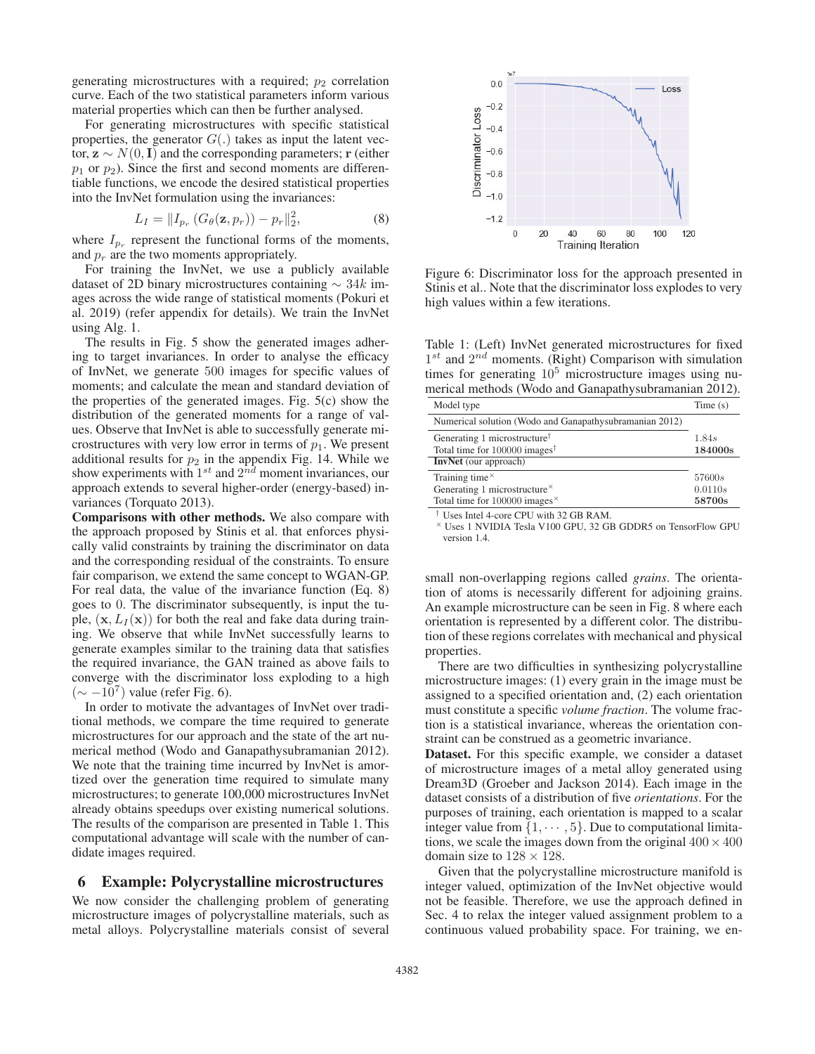generating microstructures with a required; $p_2$ correlation curve. Each of the two statistical parameters inform various material properties which can then be further analysed.

For generating microstructures with specific statistical properties, the generator $G(.)$ takes as input the latent vector, $\mathbf{z} \sim N(0, \mathbf{I})$ and the corresponding parameters; $\mathbf{r}$ (either $p_1$ or $p_2$). Since the first and second moments are differentiable functions, we encode the desired statistical properties into the InvNet formulation using the invariances:

$$L_I = \|I_{p_r}\left(G_\theta(\mathbf{z}, p_r)\right) - p_r\|_2^2, \tag{8}$$

where $I_{p_r}$ represent the functional forms of the moments, and $p_r$ are the two moments appropriately.

For training the InvNet, we use a publicly available dataset of 2D binary microstructures containing $\sim 34k$ images across the wide range of statistical moments (Pokuri et al. 2019) (refer appendix for details). We train the InvNet using Alg. 1.

The results in Fig. 5 show the generated images adhering to target invariances. In order to analyse the efficacy of InvNet, we generate 500 images for specific values of moments; and calculate the mean and standard deviation of the properties of the generated images. Fig. 5(c) show the distribution of the generated moments for a range of values. Observe that InvNet is able to successfully generate microstructures with very low error in terms of $p_1$. We present additional results for $p_2$ in the appendix Fig. 14. While we show experiments with $1^{st}$ and $2^{nd}$ moment invariances, our approach extends to several higher-order (energy-based) invariances (Torquato 2013).

**Comparisons with other methods.** We also compare with the approach proposed by Stinis et al. that enforces physically valid constraints by training the discriminator on data and the corresponding residual of the constraints. To ensure fair comparison, we extend the same concept to WGAN-GP. For real data, the value of the invariance function (Eq. 8) goes to 0. The discriminator subsequently, is input the tuple, $(\mathbf{x}, L_I(\mathbf{x}))$ for both the real and fake data during training. We observe that while InvNet successfully learns to generate examples similar to the training data that satisfies the required invariance, the GAN trained as above fails to converge with the discriminator loss exploding to a high $(\sim -10^7)$ value (refer Fig. 6).

In order to motivate the advantages of InvNet over traditional methods, we compare the time required to generate microstructures for our approach and the state of the art numerical method (Wodo and Ganapathysubramanian 2012). We note that the training time incurred by InvNet is amortized over the generation time required to simulate many microstructures; to generate 100,000 microstructures InvNet already obtains speedups over existing numerical solutions. The results of the comparison are presented in Table 1. This computational advantage will scale with the number of candidate images required.

## 6 Example: Polycrystalline microstructures

We now consider the challenging problem of generating microstructure images of polycrystalline materials, such as metal alloys. Polycrystalline materials consist of several small non-overlapping regions called *grains*. The orientation of atoms is necessarily different for adjoining grains. An example microstructure can be seen in Fig. 8 where each orientation is represented by a different color. The distribution of these regions correlates with mechanical and physical properties.

Figure 6: Discriminator loss for the approach presented in Stinis et al.. Note that the discriminator loss explodes to very high values within a few iterations.

Table 1: (Left) InvNet generated microstructures for fixed $1^{st}$ and $2^{nd}$ moments. (Right) Comparison with simulation times for generating $10^5$ microstructure images using numerical methods (Wodo and Ganapathysubramanian 2012).

| Model type | Time (s) |
|---|---|
| Numerical solution (Wodo and Ganapathysubramanian 2012) | |
| Generating 1 microstructure[†] | $1.84s$ |
| Total time for 100000 images[†] | **184000s** |
| **InvNet** (our approach) | |
| Training time[×] | $57600s$ |
| Generating 1 microstructure[×] | $0.0110s$ |
| Total time for 100000 images[×] | **58700s** |

[†] Uses Intel 4-core CPU with 32 GB RAM.
[×] Uses 1 NVIDIA Tesla V100 GPU, 32 GB GDDR5 on TensorFlow GPU version 1.4.

There are two difficulties in synthesizing polycrystalline microstructure images: (1) every grain in the image must be assigned to a specified orientation and, (2) each orientation must constitute a specific *volume fraction*. The volume fraction is a statistical invariance, whereas the orientation constraint can be construed as a geometric invariance.

**Dataset.** For this specific example, we consider a dataset of microstructure images of a metal alloy generated using Dream3D (Groeber and Jackson 2014). Each image in the dataset consists of a distribution of five *orientations*. For the purposes of training, each orientation is mapped to a scalar integer value from $\{1, \cdots, 5\}$. Due to computational limitations, we scale the images down from the original $400 \times 400$ domain size to $128 \times 128$.

Given that the polycrystalline microstructure manifold is integer valued, optimization of the InvNet objective would not be feasible. Therefore, we use the approach defined in Sec. 4 to relax the integer valued assignment problem to a continuous valued probability space. For training, we en-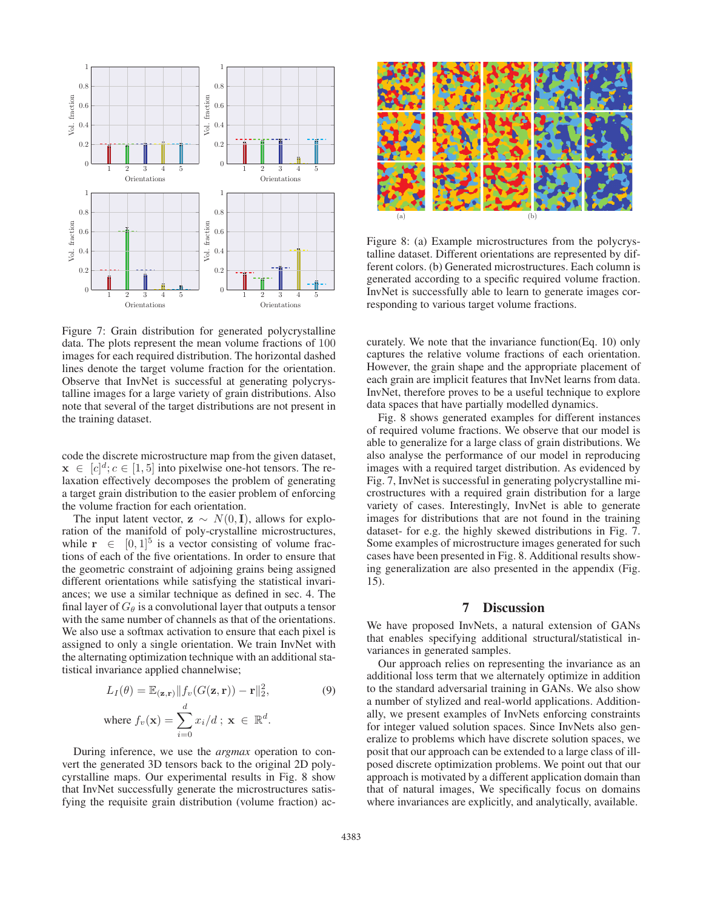Figure 7: Grain distribution for generated polycrystalline data. The plots represent the mean volume fractions of 100 images for each required distribution. The horizontal dashed lines denote the target volume fraction for the orientation. Observe that InvNet is successful at generating polycrystalline images for a large variety of grain distributions. Also note that several of the target distributions are not present in the training dataset.

code the discrete microstructure map from the given dataset, $\mathbf{x} \in [c]^d; c \in [1, 5]$ into pixelwise one-hot tensors. The relaxation effectively decomposes the problem of generating a target grain distribution to the easier problem of enforcing the volume fraction for each orientation.

The input latent vector, $\mathbf{z} \sim N(0, \mathbf{I})$, allows for exploration of the manifold of poly-crystalline microstructures, while $\mathbf{r} \in [0, 1]^5$ is a vector consisting of volume fractions of each of the five orientations. In order to ensure that the geometric constraint of adjoining grains being assigned different orientations while satisfying the statistical invariances; we use a similar technique as defined in sec. 4. The final layer of $G_\theta$ is a convolutional layer that outputs a tensor with the same number of channels as that of the orientations. We also use a softmax activation to ensure that each pixel is assigned to only a single orientation. We train InvNet with the alternating optimization technique with an additional statistical invariance applied channelwise;

$$L_I(\theta) = \mathbb{E}_{(\mathbf{z},\mathbf{r})} \| f_v(G(\mathbf{z}, \mathbf{r})) - \mathbf{r} \|_2^2, \tag{9}$$

$$\text{where } f_v(\mathbf{x}) = \sum_{i=0}^{d} x_i / d \; ; \; \mathbf{x} \in \mathbb{R}^d.$$

During inference, we use the *argmax* operation to convert the generated 3D tensors back to the original 2D polycyrstalline maps. Our experimental results in Fig. 8 show that InvNet successfully generate the microstructures satisfying the requisite grain distribution (volume fraction) accurately. We note that the invariance function(Eq. 10) only captures the relative volume fractions of each orientation. However, the grain shape and the appropriate placement of each grain are implicit features that InvNet learns from data. InvNet, therefore proves to be a useful technique to explore data spaces that have partially modelled dynamics.

Figure 8: (a) Example microstructures from the polycrystalline dataset. Different orientations are represented by different colors. (b) Generated microstructures. Each column is generated according to a specific required volume fraction. InvNet is successfully able to learn to generate images corresponding to various target volume fractions.

Fig. 8 shows generated examples for different instances of required volume fractions. We observe that our model is able to generalize for a large class of grain distributions. We also analyse the performance of our model in reproducing images with a required target distribution. As evidenced by Fig. 7, InvNet is successful in generating polycrystalline microstructures with a required grain distribution for a large variety of cases. Interestingly, InvNet is able to generate images for distributions that are not found in the training dataset- for e.g. the highly skewed distributions in Fig. 7. Some examples of microstructure images generated for such cases have been presented in Fig. 8. Additional results showing generalization are also presented in the appendix (Fig. 15).

## 7 Discussion

We have proposed InvNets, a natural extension of GANs that enables specifying additional structural/statistical invariances in generated samples.

Our approach relies on representing the invariance as an additional loss term that we alternately optimize in addition to the standard adversarial training in GANs. We also show a number of stylized and real-world applications. Additionally, we present examples of InvNets enforcing constraints for integer valued solution spaces. Since InvNets also generalize to problems which have discrete solution spaces, we posit that our approach can be extended to a large class of ill-posed discrete optimization problems. We point out that our approach is motivated by a different application domain than that of natural images, We specifically focus on domains where invariances are explicitly, and analytically, available.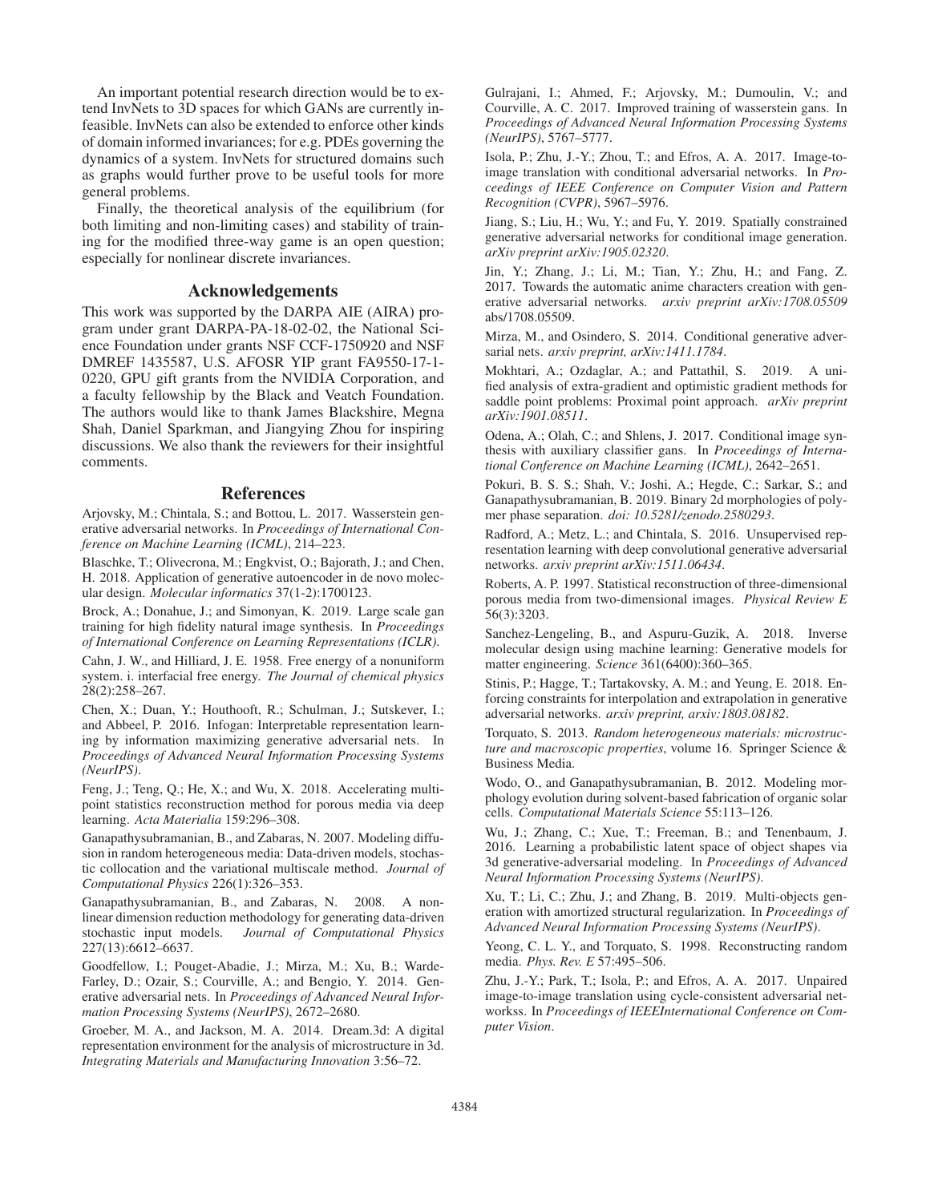An important potential research direction would be to extend InvNets to 3D spaces for which GANs are currently infeasible. InvNets can also be extended to enforce other kinds of domain informed invariances; for e.g. PDEs governing the dynamics of a system. InvNets for structured domains such as graphs would further prove to be useful tools for more general problems.

Finally, the theoretical analysis of the equilibrium (for both limiting and non-limiting cases) and stability of training for the modified three-way game is an open question; especially for nonlinear discrete invariances.

## Acknowledgements

This work was supported by the DARPA AIE (AIRA) program under grant DARPA-PA-18-02-02, the National Science Foundation under grants NSF CCF-1750920 and NSF DMREF 1435587, U.S. AFOSR YIP grant FA9550-17-1-0220, GPU gift grants from the NVIDIA Corporation, and a faculty fellowship by the Black and Veatch Foundation. The authors would like to thank James Blackshire, Megna Shah, Daniel Sparkman, and Jiangying Zhou for inspiring discussions. We also thank the reviewers for their insightful comments.

## References

Arjovsky, M.; Chintala, S.; and Bottou, L. 2017. Wasserstein generative adversarial networks. In *Proceedings of International Conference on Machine Learning (ICML)*, 214–223.

Blaschke, T.; Olivecrona, M.; Engkvist, O.; Bajorath, J.; and Chen, H. 2018. Application of generative autoencoder in de novo molecular design. *Molecular informatics* 37(1-2):1700123.

Brock, A.; Donahue, J.; and Simonyan, K. 2019. Large scale gan training for high fidelity natural image synthesis. In *Proceedings of International Conference on Learning Representations (ICLR)*.

Cahn, J. W., and Hilliard, J. E. 1958. Free energy of a nonuniform system. i. interfacial free energy. *The Journal of chemical physics* 28(2):258–267.

Chen, X.; Duan, Y.; Houthooft, R.; Schulman, J.; Sutskever, I.; and Abbeel, P. 2016. Infogan: Interpretable representation learning by information maximizing generative adversarial nets. In *Proceedings of Advanced Neural Information Processing Systems (NeurIPS)*.

Feng, J.; Teng, Q.; He, X.; and Wu, X. 2018. Accelerating multi-point statistics reconstruction method for porous media via deep learning. *Acta Materialia* 159:296–308.

Ganapathysubramanian, B., and Zabaras, N. 2007. Modeling diffusion in random heterogeneous media: Data-driven models, stochastic collocation and the variational multiscale method. *Journal of Computational Physics* 226(1):326–353.

Ganapathysubramanian, B., and Zabaras, N. 2008. A non-linear dimension reduction methodology for generating data-driven stochastic input models. *Journal of Computational Physics* 227(13):6612–6637.

Goodfellow, I.; Pouget-Abadie, J.; Mirza, M.; Xu, B.; Warde-Farley, D.; Ozair, S.; Courville, A.; and Bengio, Y. 2014. Generative adversarial nets. In *Proceedings of Advanced Neural Information Processing Systems (NeurIPS)*, 2672–2680.

Groeber, M. A., and Jackson, M. A. 2014. Dream.3d: A digital representation environment for the analysis of microstructure in 3d. *Integrating Materials and Manufacturing Innovation* 3:56–72.

Gulrajani, I.; Ahmed, F.; Arjovsky, M.; Dumoulin, V.; and Courville, A. C. 2017. Improved training of wasserstein gans. In *Proceedings of Advanced Neural Information Processing Systems (NeurIPS)*, 5767–5777.

Isola, P.; Zhu, J.-Y.; Zhou, T.; and Efros, A. A. 2017. Image-to-image translation with conditional adversarial networks. In *Proceedings of IEEE Conference on Computer Vision and Pattern Recognition (CVPR)*, 5967–5976.

Jiang, S.; Liu, H.; Wu, Y.; and Fu, Y. 2019. Spatially constrained generative adversarial networks for conditional image generation. *arXiv preprint arXiv:1905.02320*.

Jin, Y.; Zhang, J.; Li, M.; Tian, Y.; Zhu, H.; and Fang, Z. 2017. Towards the automatic anime characters creation with generative adversarial networks. *arxiv preprint arXiv:1708.05509* abs/1708.05509.

Mirza, M., and Osindero, S. 2014. Conditional generative adversarial nets. *arxiv preprint, arXiv:1411.1784*.

Mokhtari, A.; Ozdaglar, A.; and Pattathil, S. 2019. A unified analysis of extra-gradient and optimistic gradient methods for saddle point problems: Proximal point approach. *arXiv preprint arXiv:1901.08511*.

Odena, A.; Olah, C.; and Shlens, J. 2017. Conditional image synthesis with auxiliary classifier gans. In *Proceedings of International Conference on Machine Learning (ICML)*, 2642–2651.

Pokuri, B. S. S.; Shah, V.; Joshi, A.; Hegde, C.; Sarkar, S.; and Ganapathysubramanian, B. 2019. Binary 2d morphologies of polymer phase separation. *doi: 10.5281/zenodo.2580293*.

Radford, A.; Metz, L.; and Chintala, S. 2016. Unsupervised representation learning with deep convolutional generative adversarial networks. *arxiv preprint arXiv:1511.06434*.

Roberts, A. P. 1997. Statistical reconstruction of three-dimensional porous media from two-dimensional images. *Physical Review E* 56(3):3203.

Sanchez-Lengeling, B., and Aspuru-Guzik, A. 2018. Inverse molecular design using machine learning: Generative models for matter engineering. *Science* 361(6400):360–365.

Stinis, P.; Hagge, T.; Tartakovsky, A. M.; and Yeung, E. 2018. Enforcing constraints for interpolation and extrapolation in generative adversarial networks. *arxiv preprint, arxiv:1803.08182*.

Torquato, S. 2013. *Random heterogeneous materials: microstructure and macroscopic properties*, volume 16. Springer Science & Business Media.

Wodo, O., and Ganapathysubramanian, B. 2012. Modeling morphology evolution during solvent-based fabrication of organic solar cells. *Computational Materials Science* 55:113–126.

Wu, J.; Zhang, C.; Xue, T.; Freeman, B.; and Tenenbaum, J. 2016. Learning a probabilistic latent space of object shapes via 3d generative-adversarial modeling. In *Proceedings of Advanced Neural Information Processing Systems (NeurIPS)*.

Xu, T.; Li, C.; Zhu, J.; and Zhang, B. 2019. Multi-objects generation with amortized structural regularization. In *Proceedings of Advanced Neural Information Processing Systems (NeurIPS)*.

Yeong, C. L. Y., and Torquato, S. 1998. Reconstructing random media. *Phys. Rev. E* 57:495–506.

Zhu, J.-Y.; Park, T.; Isola, P.; and Efros, A. A. 2017. Unpaired image-to-image translation using cycle-consistent adversarial networkss. In *Proceedings of IEEEInternational Conference on Computer Vision*.